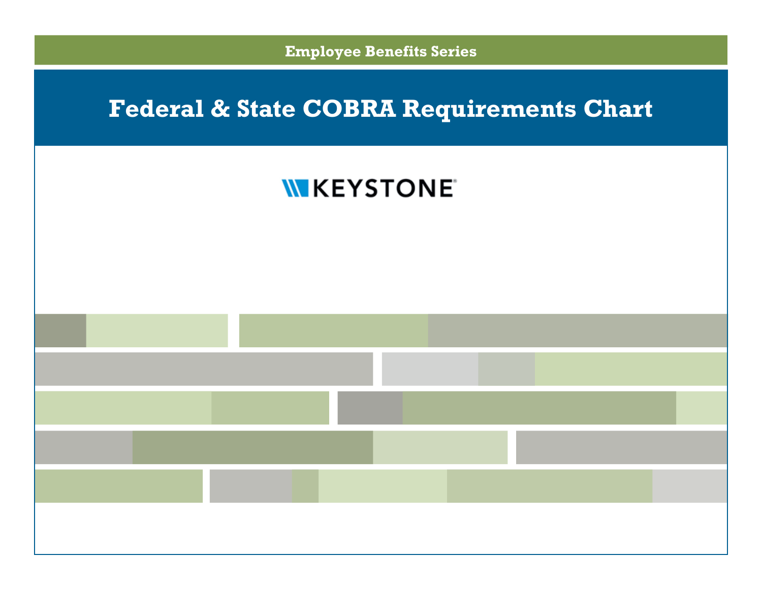Employee Benefits Series

# Federal & State COBRA Requirements Chart

KEYSTONE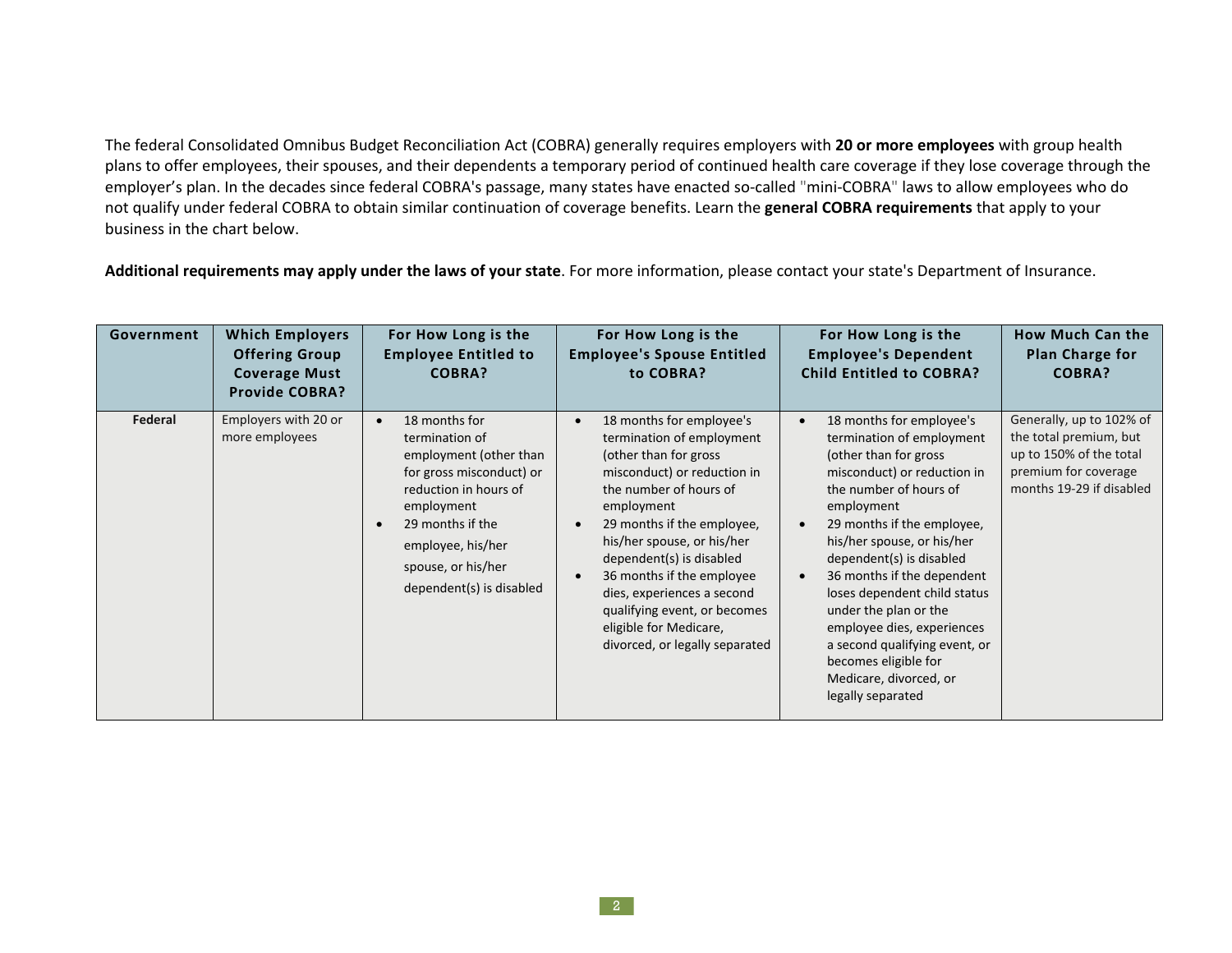The federal Consolidated Omnibus Budget Reconciliation Act (COBRA) generally requires employers with **20 or more employees** with group health plans to offer employees, their spouses, and their dependents a temporary period of continued health care coverage if they lose coverage through the employer's plan. In the decades since federal COBRA's passage, many states have enacted so-called "mini-COBRA" laws to allow employees who do not qualify under federal COBRA to obtain similar continuation of coverage benefits. Learn the **general COBRA requirements** that apply to your business in the chart below.

**Additional requirements may apply under the laws of your state**. For more information, please contact your state's Department of Insurance.

| Government | Which Employers Offering Group Coverage Must Provide COBRA? | For How Long is the Employee Entitled to COBRA? | For How Long is the Employee's Spouse Entitled to COBRA? | For How Long is the Employee's Dependent Child Entitled to COBRA? | How Much Can the Plan Charge for COBRA? |
|---|---|---|---|---|---|
| **Federal** | Employers with 20 or more employees | • 18 months for termination of employment (other than for gross misconduct) or reduction in hours of employment<br>• 29 months if the employee, his/her spouse, or his/her dependent(s) is disabled | • 18 months for employee's termination of employment (other than for gross misconduct) or reduction in the number of hours of employment<br>• 29 months if the employee, his/her spouse, or his/her dependent(s) is disabled<br>• 36 months if the employee dies, experiences a second qualifying event, or becomes eligible for Medicare, divorced, or legally separated | • 18 months for employee's termination of employment (other than for gross misconduct) or reduction in the number of hours of employment<br>• 29 months if the employee, his/her spouse, or his/her dependent(s) is disabled<br>• 36 months if the dependent loses dependent child status under the plan or the employee dies, experiences a second qualifying event, or becomes eligible for Medicare, divorced, or legally separated | Generally, up to 102% of the total premium, but up to 150% of the total premium for coverage months 19-29 if disabled |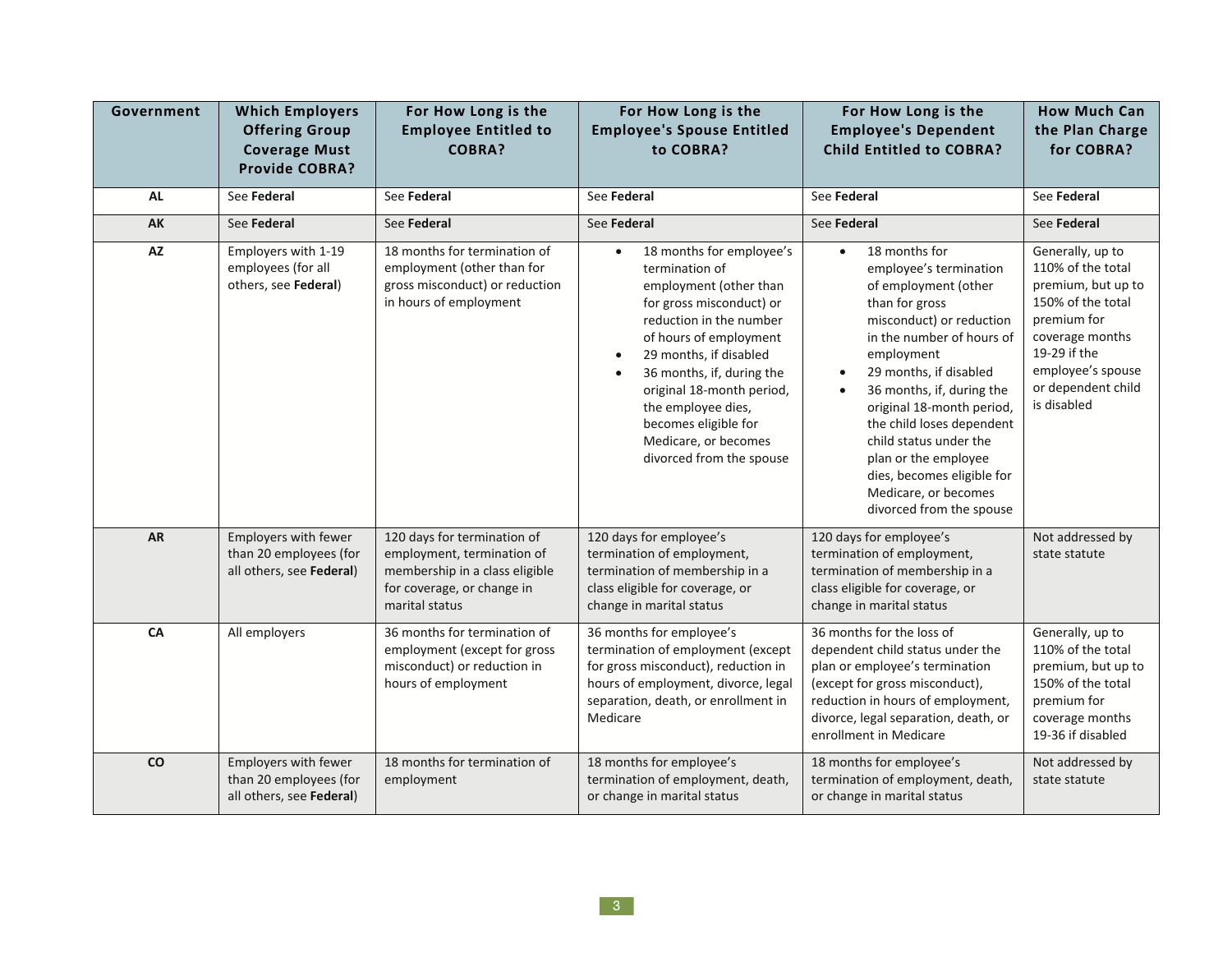| Government | Which Employers Offering Group Coverage Must Provide COBRA? | For How Long is the Employee Entitled to COBRA? | For How Long is the Employee's Spouse Entitled to COBRA? | For How Long is the Employee's Dependent Child Entitled to COBRA? | How Much Can the Plan Charge for COBRA? |
|---|---|---|---|---|---|
| AL | See **Federal** | See **Federal** | See **Federal** | See **Federal** | See **Federal** |
| AK | See **Federal** | See **Federal** | See **Federal** | See **Federal** | See **Federal** |
| AZ | Employers with 1-19 employees (for all others, see **Federal**) | 18 months for termination of employment (other than for gross misconduct) or reduction in hours of employment | • 18 months for employee's termination of employment (other than for gross misconduct) or reduction in the number of hours of employment<br>• 29 months, if disabled<br>• 36 months, if, during the original 18-month period, the employee dies, becomes eligible for Medicare, or becomes divorced from the spouse | • 18 months for employee's termination of employment (other than for gross misconduct) or reduction in the number of hours of employment<br>• 29 months, if disabled<br>• 36 months, if, during the original 18-month period, the child loses dependent child status under the plan or the employee dies, becomes eligible for Medicare, or becomes divorced from the spouse | Generally, up to 110% of the total premium, but up to 150% of the total premium for coverage months 19-29 if the employee's spouse or dependent child is disabled |
| AR | Employers with fewer than 20 employees (for all others, see **Federal**) | 120 days for termination of employment, termination of membership in a class eligible for coverage, or change in marital status | 120 days for employee's termination of employment, termination of membership in a class eligible for coverage, or change in marital status | 120 days for employee's termination of employment, termination of membership in a class eligible for coverage, or change in marital status | Not addressed by state statute |
| CA | All employers | 36 months for termination of employment (except for gross misconduct) or reduction in hours of employment | 36 months for employee's termination of employment (except for gross misconduct), reduction in hours of employment, divorce, legal separation, death, or enrollment in Medicare | 36 months for the loss of dependent child status under the plan or employee's termination (except for gross misconduct), reduction in hours of employment, divorce, legal separation, death, or enrollment in Medicare | Generally, up to 110% of the total premium, but up to 150% of the total premium for coverage months 19-36 if disabled |
| CO | Employers with fewer than 20 employees (for all others, see **Federal**) | 18 months for termination of employment | 18 months for employee's termination of employment, death, or change in marital status | 18 months for employee's termination of employment, death, or change in marital status | Not addressed by state statute |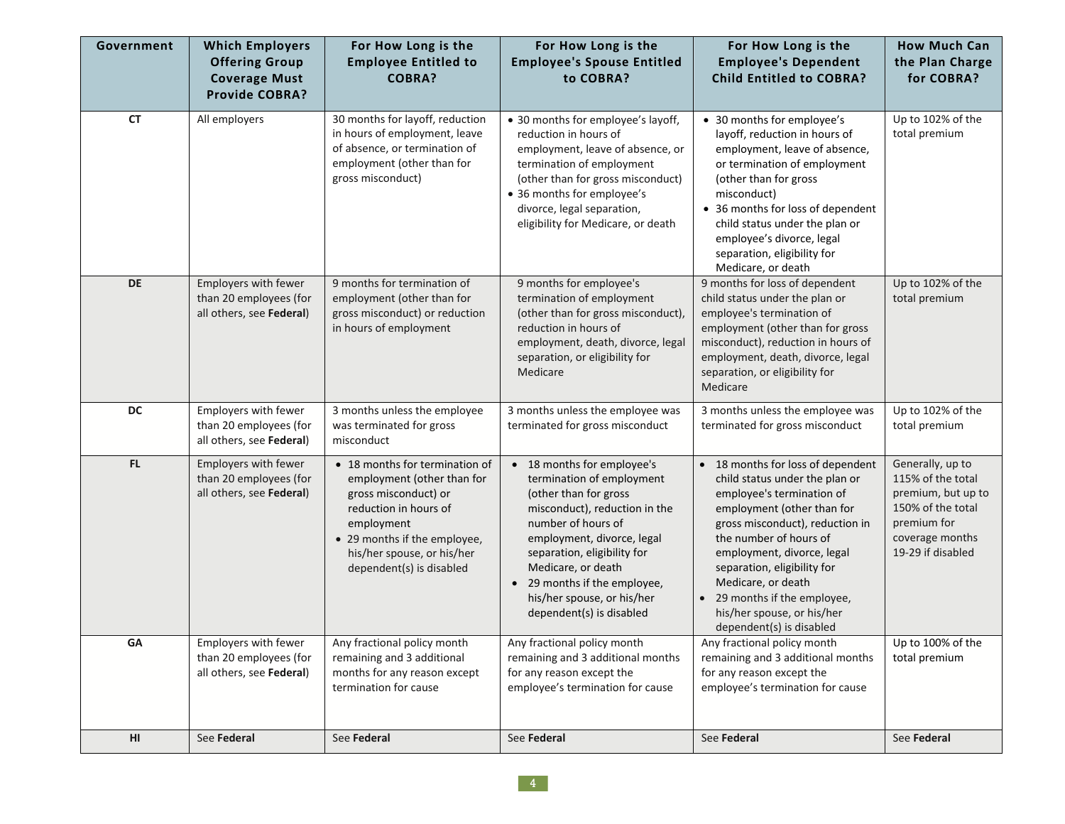| Government | Which Employers Offering Group Coverage Must Provide COBRA? | For How Long is the Employee Entitled to COBRA? | For How Long is the Employee's Spouse Entitled to COBRA? | For How Long is the Employee's Dependent Child Entitled to COBRA? | How Much Can the Plan Charge for COBRA? |
|---|---|---|---|---|---|
| CT | All employers | 30 months for layoff, reduction in hours of employment, leave of absence, or termination of employment (other than for gross misconduct) | • 30 months for employee's layoff, reduction in hours of employment, leave of absence, or termination of employment (other than for gross misconduct)<br>• 36 months for employee's divorce, legal separation, eligibility for Medicare, or death | • 30 months for employee's layoff, reduction in hours of employment, leave of absence, or termination of employment (other than for gross misconduct)<br>• 36 months for loss of dependent child status under the plan or employee's divorce, legal separation, eligibility for Medicare, or death | Up to 102% of the total premium |
| DE | Employers with fewer than 20 employees (for all others, see **Federal**) | 9 months for termination of employment (other than for gross misconduct) or reduction in hours of employment | 9 months for employee's termination of employment (other than for gross misconduct), reduction in hours of employment, death, divorce, legal separation, or eligibility for Medicare | 9 months for loss of dependent child status under the plan or employee's termination of employment (other than for gross misconduct), reduction in hours of employment, death, divorce, legal separation, or eligibility for Medicare | Up to 102% of the total premium |
| DC | Employers with fewer than 20 employees (for all others, see **Federal**) | 3 months unless the employee was terminated for gross misconduct | 3 months unless the employee was terminated for gross misconduct | 3 months unless the employee was terminated for gross misconduct | Up to 102% of the total premium |
| FL | Employers with fewer than 20 employees (for all others, see **Federal**) | • 18 months for termination of employment (other than for gross misconduct) or reduction in hours of employment<br>• 29 months if the employee, his/her spouse, or his/her dependent(s) is disabled | • 18 months for employee's termination of employment (other than for gross misconduct), reduction in the number of hours of employment, divorce, legal separation, eligibility for Medicare, or death<br>• 29 months if the employee, his/her spouse, or his/her dependent(s) is disabled | • 18 months for loss of dependent child status under the plan or employee's termination of employment (other than for gross misconduct), reduction in the number of hours of employment, divorce, legal separation, eligibility for Medicare, or death<br>• 29 months if the employee, his/her spouse, or his/her dependent(s) is disabled | Generally, up to 115% of the total premium, but up to 150% of the total premium for coverage months 19-29 if disabled |
| GA | Employers with fewer than 20 employees (for all others, see **Federal**) | Any fractional policy month remaining and 3 additional months for any reason except termination for cause | Any fractional policy month remaining and 3 additional months for any reason except the employee's termination for cause | Any fractional policy month remaining and 3 additional months for any reason except the employee's termination for cause | Up to 100% of the total premium |
| HI | See **Federal** | See **Federal** | See **Federal** | See **Federal** | See **Federal** |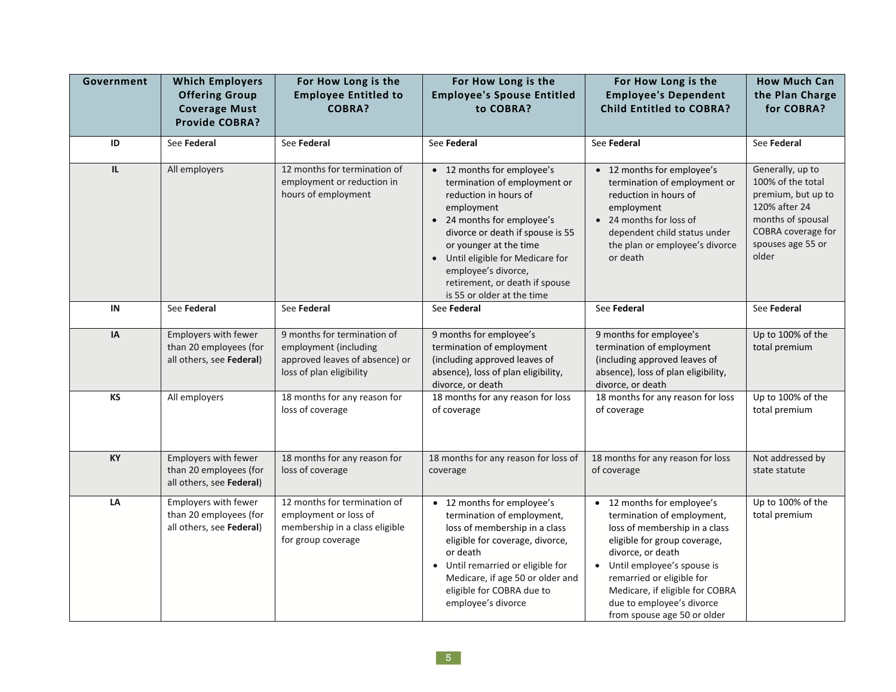| Government | Which Employers Offering Group Coverage Must Provide COBRA? | For How Long is the Employee Entitled to COBRA? | For How Long is the Employee's Spouse Entitled to COBRA? | For How Long is the Employee's Dependent Child Entitled to COBRA? | How Much Can the Plan Charge for COBRA? |
|---|---|---|---|---|---|
| **ID** | See **Federal** | See **Federal** | See **Federal** | See **Federal** | See **Federal** |
| **IL** | All employers | 12 months for termination of employment or reduction in hours of employment | • 12 months for employee's termination of employment or reduction in hours of employment<br>• 24 months for employee's divorce or death if spouse is 55 or younger at the time<br>• Until eligible for Medicare for employee's divorce, retirement, or death if spouse is 55 or older at the time | • 12 months for employee's termination of employment or reduction in hours of employment<br>• 24 months for loss of dependent child status under the plan or employee's divorce or death | Generally, up to 100% of the total premium, but up to 120% after 24 months of spousal COBRA coverage for spouses age 55 or older |
| **IN** | See **Federal** | See **Federal** | See **Federal** | See **Federal** | See **Federal** |
| **IA** | Employers with fewer than 20 employees (for all others, see **Federal**) | 9 months for termination of employment (including approved leaves of absence) or loss of plan eligibility | 9 months for employee's termination of employment (including approved leaves of absence), loss of plan eligibility, divorce, or death | 9 months for employee's termination of employment (including approved leaves of absence), loss of plan eligibility, divorce, or death | Up to 100% of the total premium |
| **KS** | All employers | 18 months for any reason for loss of coverage | 18 months for any reason for loss of coverage | 18 months for any reason for loss of coverage | Up to 100% of the total premium |
| **KY** | Employers with fewer than 20 employees (for all others, see **Federal**) | 18 months for any reason for loss of coverage | 18 months for any reason for loss of coverage | 18 months for any reason for loss of coverage | Not addressed by state statute |
| **LA** | Employers with fewer than 20 employees (for all others, see **Federal**) | 12 months for termination of employment or loss of membership in a class eligible for group coverage | • 12 months for employee's termination of employment, loss of membership in a class eligible for coverage, divorce, or death<br>• Until remarried or eligible for Medicare, if age 50 or older and eligible for COBRA due to employee's divorce | • 12 months for employee's termination of employment, loss of membership in a class eligible for group coverage, divorce, or death<br>• Until employee's spouse is remarried or eligible for Medicare, if eligible for COBRA due to employee's divorce from spouse age 50 or older | Up to 100% of the total premium |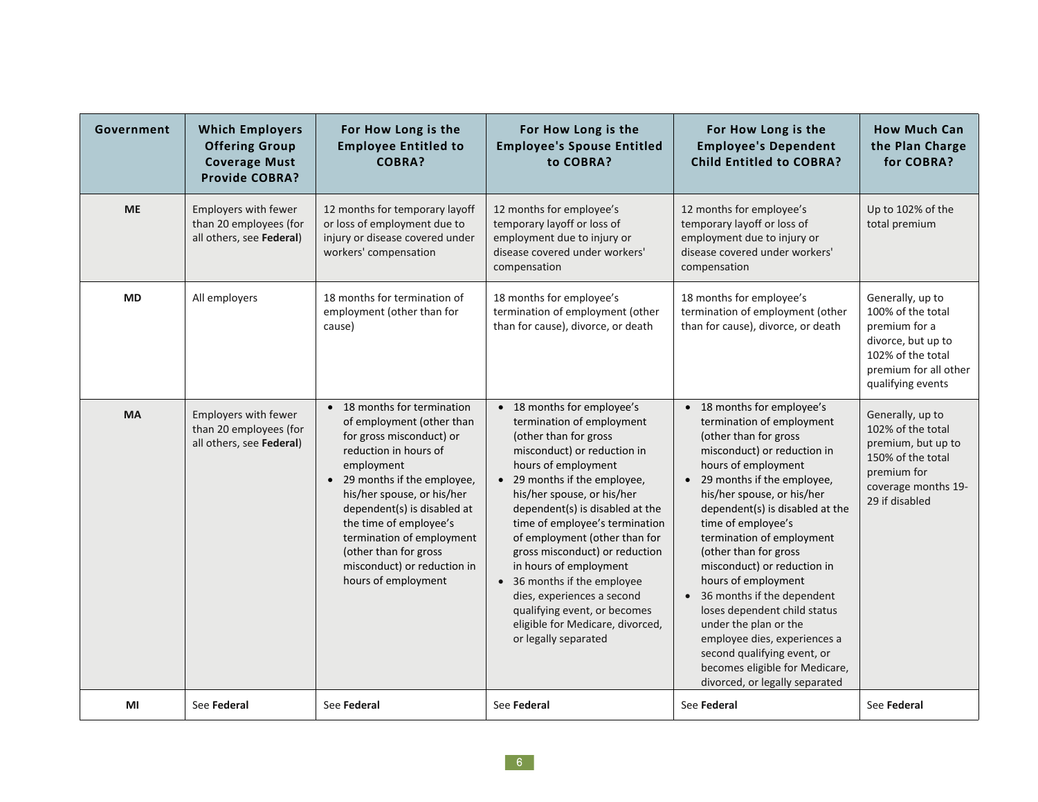| Government | Which Employers Offering Group Coverage Must Provide COBRA? | For How Long is the Employee Entitled to COBRA? | For How Long is the Employee's Spouse Entitled to COBRA? | For How Long is the Employee's Dependent Child Entitled to COBRA? | How Much Can the Plan Charge for COBRA? |
|---|---|---|---|---|---|
| ME | Employers with fewer than 20 employees (for all others, see **Federal**) | 12 months for temporary layoff or loss of employment due to injury or disease covered under workers' compensation | 12 months for employee's temporary layoff or loss of employment due to injury or disease covered under workers' compensation | 12 months for employee's temporary layoff or loss of employment due to injury or disease covered under workers' compensation | Up to 102% of the total premium |
| MD | All employers | 18 months for termination of employment (other than for cause) | 18 months for employee's termination of employment (other than for cause), divorce, or death | 18 months for employee's termination of employment (other than for cause), divorce, or death | Generally, up to 100% of the total premium for a divorce, but up to 102% of the total premium for all other qualifying events |
| MA | Employers with fewer than 20 employees (for all others, see **Federal**) | • 18 months for termination of employment (other than for gross misconduct) or reduction in hours of employment<br>• 29 months if the employee, his/her spouse, or his/her dependent(s) is disabled at the time of employee's termination of employment (other than for gross misconduct) or reduction in hours of employment | • 18 months for employee's termination of employment (other than for gross misconduct) or reduction in hours of employment<br>• 29 months if the employee, his/her spouse, or his/her dependent(s) is disabled at the time of employee's termination of employment (other than for gross misconduct) or reduction in hours of employment<br>• 36 months if the employee dies, experiences a second qualifying event, or becomes eligible for Medicare, divorced, or legally separated | • 18 months for employee's termination of employment (other than for gross misconduct) or reduction in hours of employment<br>• 29 months if the employee, his/her spouse, or his/her dependent(s) is disabled at the time of employee's termination of employment (other than for gross misconduct) or reduction in hours of employment<br>• 36 months if the dependent loses dependent child status under the plan or the employee dies, experiences a second qualifying event, or becomes eligible for Medicare, divorced, or legally separated | Generally, up to 102% of the total premium, but up to 150% of the total premium for coverage months 19-29 if disabled |
| MI | See **Federal** | See **Federal** | See **Federal** | See **Federal** | See **Federal** |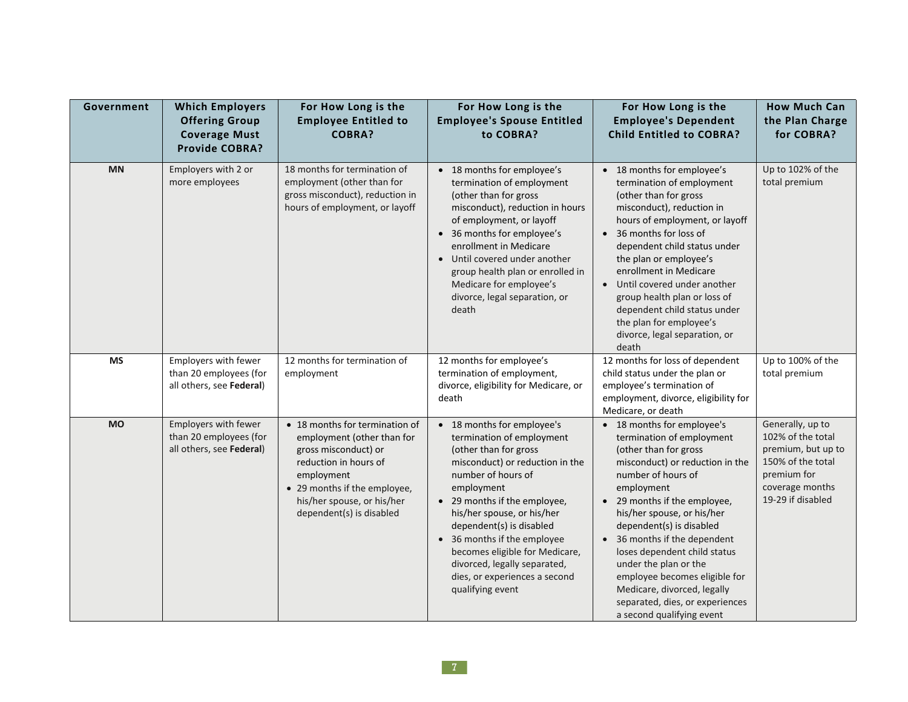| Government | Which Employers Offering Group Coverage Must Provide COBRA? | For How Long is the Employee Entitled to COBRA? | For How Long is the Employee's Spouse Entitled to COBRA? | For How Long is the Employee's Dependent Child Entitled to COBRA? | How Much Can the Plan Charge for COBRA? |
|---|---|---|---|---|---|
| **MN** | Employers with 2 or more employees | 18 months for termination of employment (other than for gross misconduct), reduction in hours of employment, or layoff | • 18 months for employee's termination of employment (other than for gross misconduct), reduction in hours of employment, or layoff<br>• 36 months for employee's enrollment in Medicare<br>• Until covered under another group health plan or enrolled in Medicare for employee's divorce, legal separation, or death | • 18 months for employee's termination of employment (other than for gross misconduct), reduction in hours of employment, or layoff<br>• 36 months for loss of dependent child status under the plan or employee's enrollment in Medicare<br>• Until covered under another group health plan or loss of dependent child status under the plan for employee's divorce, legal separation, or death | Up to 102% of the total premium |
| **MS** | Employers with fewer than 20 employees (for all others, see **Federal**) | 12 months for termination of employment | 12 months for employee's termination of employment, divorce, eligibility for Medicare, or death | 12 months for loss of dependent child status under the plan or employee's termination of employment, divorce, eligibility for Medicare, or death | Up to 100% of the total premium |
| **MO** | Employers with fewer than 20 employees (for all others, see **Federal**) | • 18 months for termination of employment (other than for gross misconduct) or reduction in hours of employment<br>• 29 months if the employee, his/her spouse, or his/her dependent(s) is disabled | • 18 months for employee's termination of employment (other than for gross misconduct) or reduction in the number of hours of employment<br>• 29 months if the employee, his/her spouse, or his/her dependent(s) is disabled<br>• 36 months if the employee becomes eligible for Medicare, divorced, legally separated, dies, or experiences a second qualifying event | • 18 months for employee's termination of employment (other than for gross misconduct) or reduction in the number of hours of employment<br>• 29 months if the employee, his/her spouse, or his/her dependent(s) is disabled<br>• 36 months if the dependent loses dependent child status under the plan or the employee becomes eligible for Medicare, divorced, legally separated, dies, or experiences a second qualifying event | Generally, up to 102% of the total premium, but up to 150% of the total premium for coverage months 19-29 if disabled |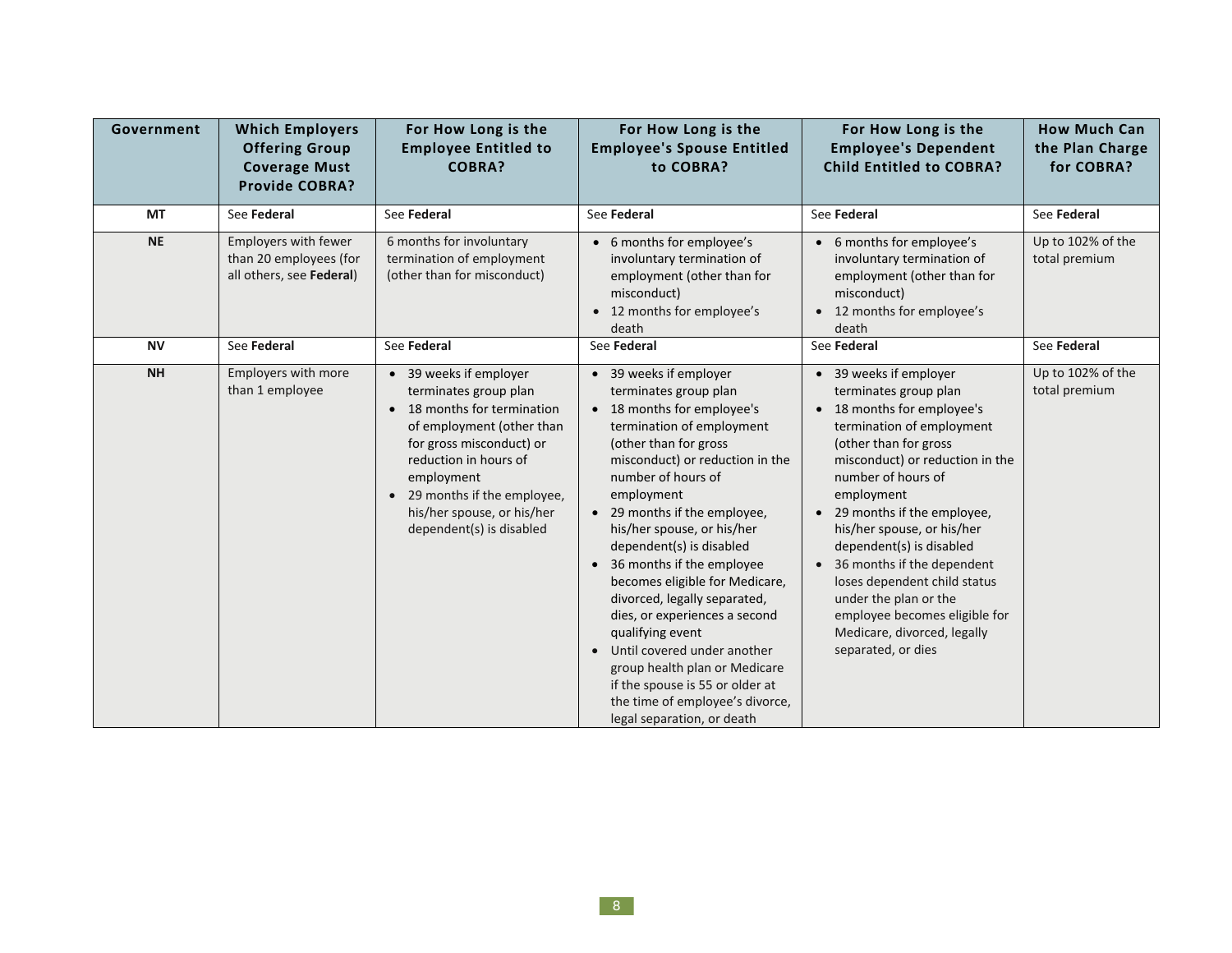| Government | Which Employers Offering Group Coverage Must Provide COBRA? | For How Long is the Employee Entitled to COBRA? | For How Long is the Employee's Spouse Entitled to COBRA? | For How Long is the Employee's Dependent Child Entitled to COBRA? | How Much Can the Plan Charge for COBRA? |
|---|---|---|---|---|---|
| MT | See **Federal** | See **Federal** | See **Federal** | See **Federal** | See **Federal** |
| NE | Employers with fewer than 20 employees (for all others, see **Federal**) | 6 months for involuntary termination of employment (other than for misconduct) | • 6 months for employee's involuntary termination of employment (other than for misconduct)<br>• 12 months for employee's death | • 6 months for employee's involuntary termination of employment (other than for misconduct)<br>• 12 months for employee's death | Up to 102% of the total premium |
| NV | See **Federal** | See **Federal** | See **Federal** | See **Federal** | See **Federal** |
| NH | Employers with more than 1 employee | • 39 weeks if employer terminates group plan<br>• 18 months for termination of employment (other than for gross misconduct) or reduction in hours of employment<br>• 29 months if the employee, his/her spouse, or his/her dependent(s) is disabled | • 39 weeks if employer terminates group plan<br>• 18 months for employee's termination of employment (other than for gross misconduct) or reduction in the number of hours of employment<br>• 29 months if the employee, his/her spouse, or his/her dependent(s) is disabled<br>• 36 months if the employee becomes eligible for Medicare, divorced, legally separated, dies, or experiences a second qualifying event<br>• Until covered under another group health plan or Medicare if the spouse is 55 or older at the time of employee's divorce, legal separation, or death | • 39 weeks if employer terminates group plan<br>• 18 months for employee's termination of employment (other than for gross misconduct) or reduction in the number of hours of employment<br>• 29 months if the employee, his/her spouse, or his/her dependent(s) is disabled<br>• 36 months if the dependent loses dependent child status under the plan or the employee becomes eligible for Medicare, divorced, legally separated, or dies | Up to 102% of the total premium |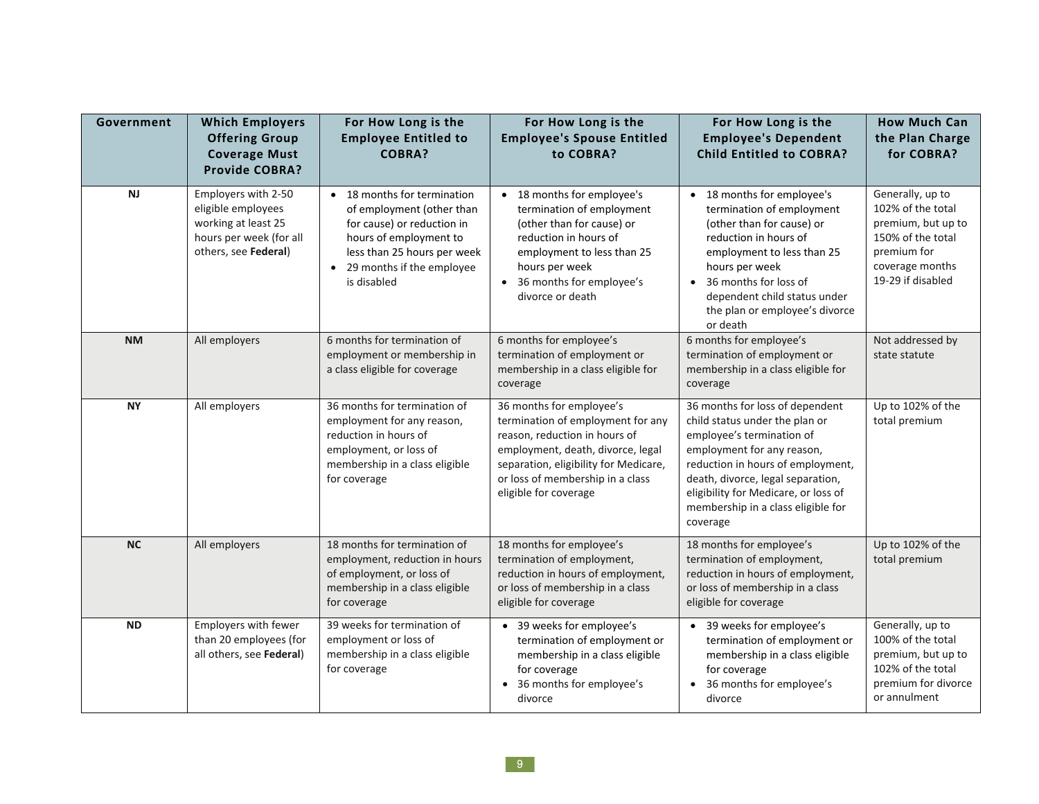| Government | Which Employers Offering Group Coverage Must Provide COBRA? | For How Long is the Employee Entitled to COBRA? | For How Long is the Employee's Spouse Entitled to COBRA? | For How Long is the Employee's Dependent Child Entitled to COBRA? | How Much Can the Plan Charge for COBRA? |
|---|---|---|---|---|---|
| **NJ** | Employers with 2-50 eligible employees working at least 25 hours per week (for all others, see **Federal**) | • 18 months for termination of employment (other than for cause) or reduction in hours of employment to less than 25 hours per week<br>• 29 months if the employee is disabled | • 18 months for employee's termination of employment (other than for cause) or reduction in hours of employment to less than 25 hours per week<br>• 36 months for employee's divorce or death | • 18 months for employee's termination of employment (other than for cause) or reduction in hours of employment to less than 25 hours per week<br>• 36 months for loss of dependent child status under the plan or employee's divorce or death | Generally, up to 102% of the total premium, but up to 150% of the total premium for coverage months 19-29 if disabled |
| **NM** | All employers | 6 months for termination of employment or membership in a class eligible for coverage | 6 months for employee's termination of employment or membership in a class eligible for coverage | 6 months for employee's termination of employment or membership in a class eligible for coverage | Not addressed by state statute |
| **NY** | All employers | 36 months for termination of employment for any reason, reduction in hours of employment, or loss of membership in a class eligible for coverage | 36 months for employee's termination of employment for any reason, reduction in hours of employment, death, divorce, legal separation, eligibility for Medicare, or loss of membership in a class eligible for coverage | 36 months for loss of dependent child status under the plan or employee's termination of employment for any reason, reduction in hours of employment, death, divorce, legal separation, eligibility for Medicare, or loss of membership in a class eligible for coverage | Up to 102% of the total premium |
| **NC** | All employers | 18 months for termination of employment, reduction in hours of employment, or loss of membership in a class eligible for coverage | 18 months for employee's termination of employment, reduction in hours of employment, or loss of membership in a class eligible for coverage | 18 months for employee's termination of employment, reduction in hours of employment, or loss of membership in a class eligible for coverage | Up to 102% of the total premium |
| **ND** | Employers with fewer than 20 employees (for all others, see **Federal**) | 39 weeks for termination of employment or loss of membership in a class eligible for coverage | • 39 weeks for employee's termination of employment or membership in a class eligible for coverage<br>• 36 months for employee's divorce | • 39 weeks for employee's termination of employment or membership in a class eligible for coverage<br>• 36 months for employee's divorce | Generally, up to 100% of the total premium, but up to 102% of the total premium for divorce or annulment |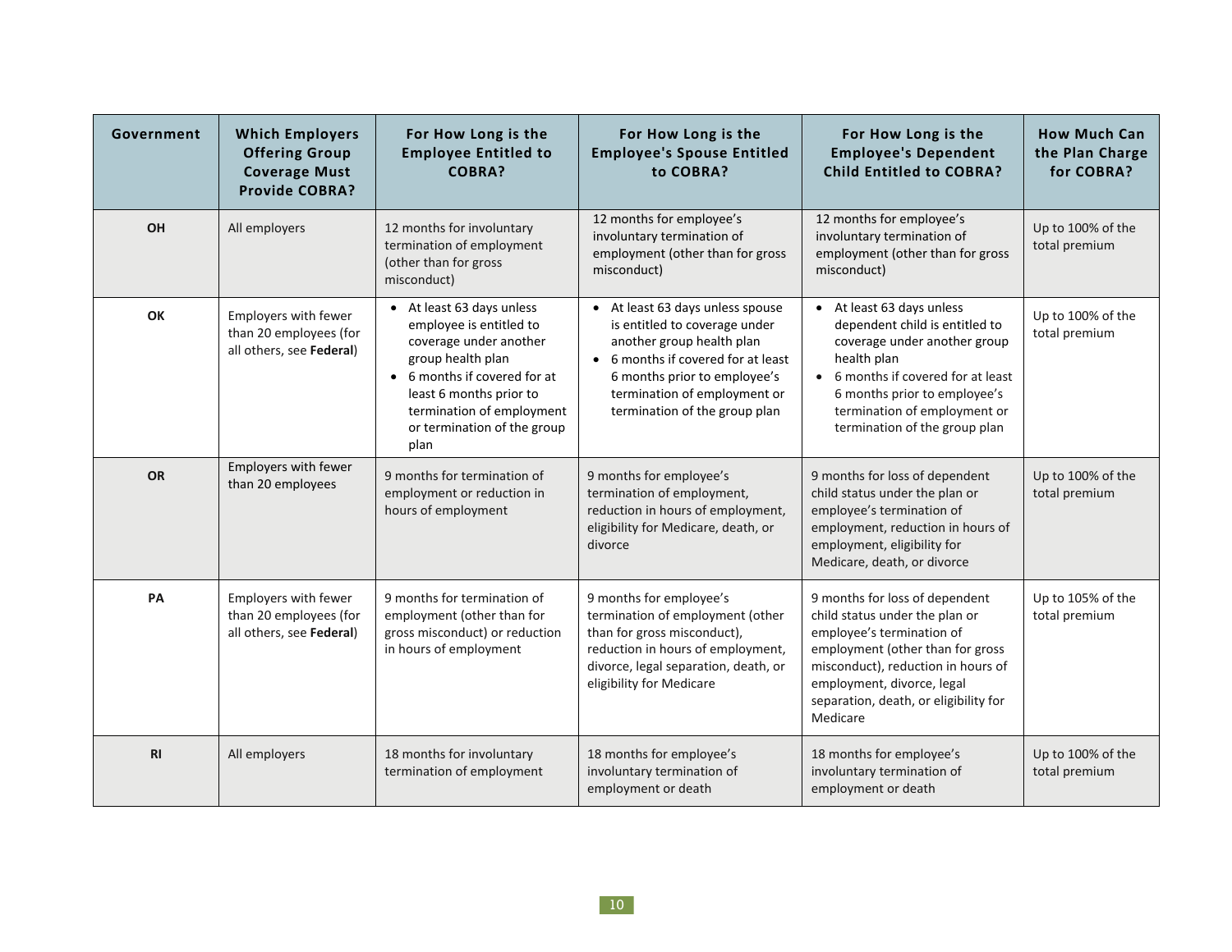| Government | Which Employers Offering Group Coverage Must Provide COBRA? | For How Long is the Employee Entitled to COBRA? | For How Long is the Employee's Spouse Entitled to COBRA? | For How Long is the Employee's Dependent Child Entitled to COBRA? | How Much Can the Plan Charge for COBRA? |
|---|---|---|---|---|---|
| OH | All employers | 12 months for involuntary termination of employment (other than for gross misconduct) | 12 months for employee's involuntary termination of employment (other than for gross misconduct) | 12 months for employee's involuntary termination of employment (other than for gross misconduct) | Up to 100% of the total premium |
| OK | Employers with fewer than 20 employees (for all others, see **Federal**) | • At least 63 days unless employee is entitled to coverage under another group health plan<br>• 6 months if covered for at least 6 months prior to termination of employment or termination of the group plan | • At least 63 days unless spouse is entitled to coverage under another group health plan<br>• 6 months if covered for at least 6 months prior to employee's termination of employment or termination of the group plan | • At least 63 days unless dependent child is entitled to coverage under another group health plan<br>• 6 months if covered for at least 6 months prior to employee's termination of employment or termination of the group plan | Up to 100% of the total premium |
| OR | Employers with fewer than 20 employees | 9 months for termination of employment or reduction in hours of employment | 9 months for employee's termination of employment, reduction in hours of employment, eligibility for Medicare, death, or divorce | 9 months for loss of dependent child status under the plan or employee's termination of employment, reduction in hours of employment, eligibility for Medicare, death, or divorce | Up to 100% of the total premium |
| PA | Employers with fewer than 20 employees (for all others, see **Federal**) | 9 months for termination of employment (other than for gross misconduct) or reduction in hours of employment | 9 months for employee's termination of employment (other than for gross misconduct), reduction in hours of employment, divorce, legal separation, death, or eligibility for Medicare | 9 months for loss of dependent child status under the plan or employee's termination of employment (other than for gross misconduct), reduction in hours of employment, divorce, legal separation, death, or eligibility for Medicare | Up to 105% of the total premium |
| RI | All employers | 18 months for involuntary termination of employment | 18 months for employee's involuntary termination of employment or death | 18 months for employee's involuntary termination of employment or death | Up to 100% of the total premium |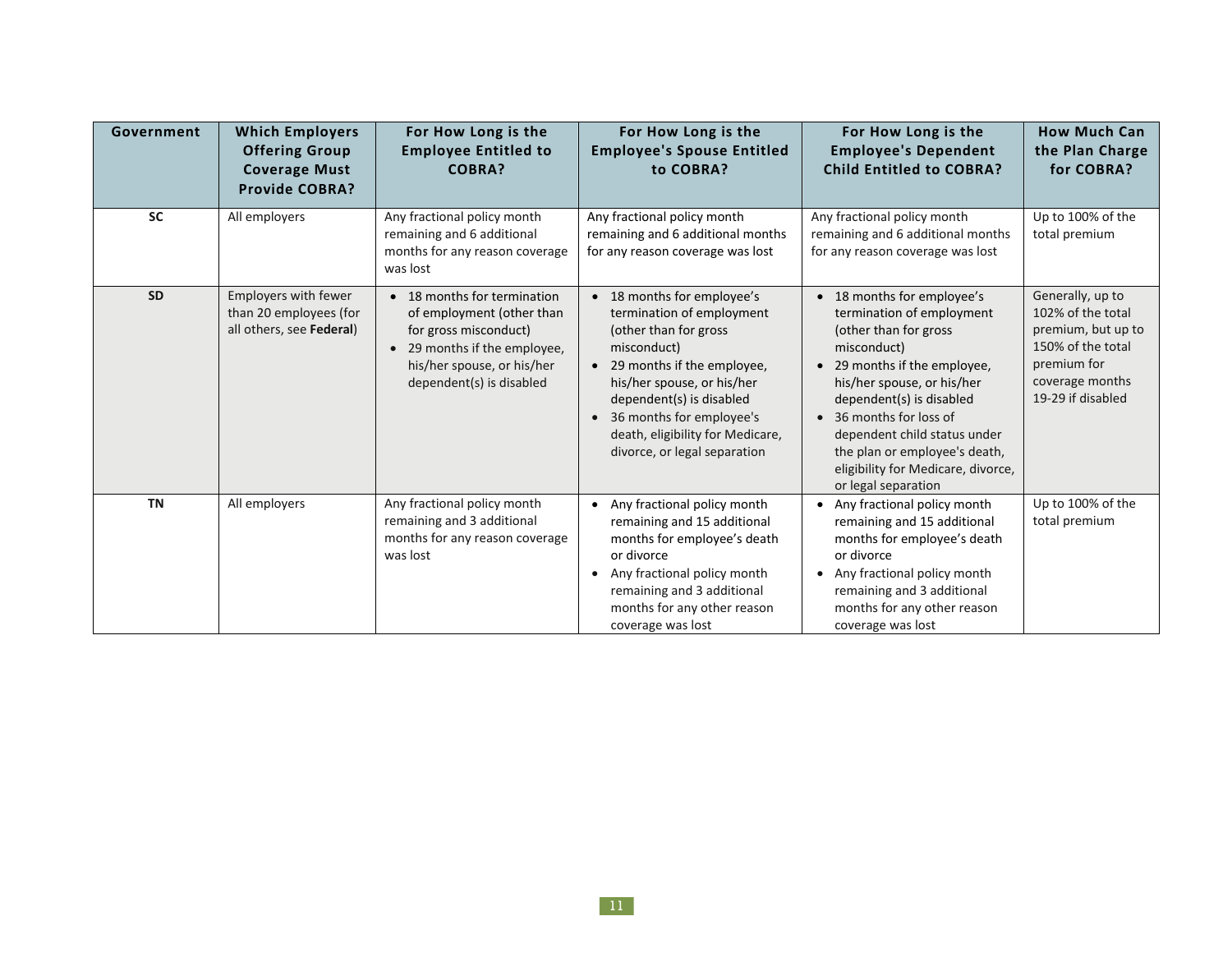| Government | Which Employers Offering Group Coverage Must Provide COBRA? | For How Long is the Employee Entitled to COBRA? | For How Long is the Employee's Spouse Entitled to COBRA? | For How Long is the Employee's Dependent Child Entitled to COBRA? | How Much Can the Plan Charge for COBRA? |
|---|---|---|---|---|---|
| SC | All employers | Any fractional policy month remaining and 6 additional months for any reason coverage was lost | Any fractional policy month remaining and 6 additional months for any reason coverage was lost | Any fractional policy month remaining and 6 additional months for any reason coverage was lost | Up to 100% of the total premium |
| SD | Employers with fewer than 20 employees (for all others, see **Federal**) | • 18 months for termination of employment (other than for gross misconduct)<br>• 29 months if the employee, his/her spouse, or his/her dependent(s) is disabled | • 18 months for employee's termination of employment (other than for gross misconduct)<br>• 29 months if the employee, his/her spouse, or his/her dependent(s) is disabled<br>• 36 months for employee's death, eligibility for Medicare, divorce, or legal separation | • 18 months for employee's termination of employment (other than for gross misconduct)<br>• 29 months if the employee, his/her spouse, or his/her dependent(s) is disabled<br>• 36 months for loss of dependent child status under the plan or employee's death, eligibility for Medicare, divorce, or legal separation | Generally, up to 102% of the total premium, but up to 150% of the total premium for coverage months 19-29 if disabled |
| TN | All employers | Any fractional policy month remaining and 3 additional months for any reason coverage was lost | • Any fractional policy month remaining and 15 additional months for employee's death or divorce<br>• Any fractional policy month remaining and 3 additional months for any other reason coverage was lost | • Any fractional policy month remaining and 15 additional months for employee's death or divorce<br>• Any fractional policy month remaining and 3 additional months for any other reason coverage was lost | Up to 100% of the total premium |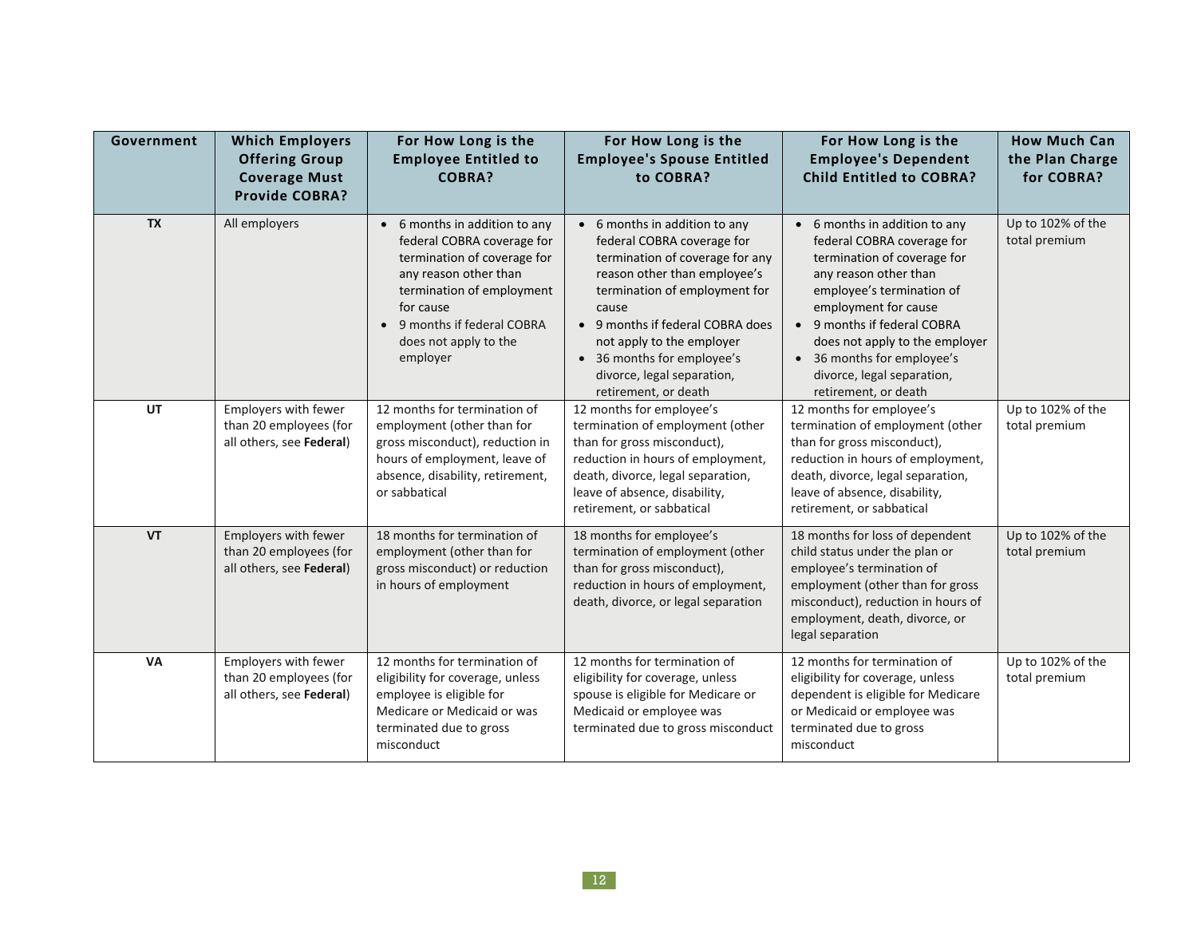| Government | Which Employers Offering Group Coverage Must Provide COBRA? | For How Long is the Employee Entitled to COBRA? | For How Long is the Employee's Spouse Entitled to COBRA? | For How Long is the Employee's Dependent Child Entitled to COBRA? | How Much Can the Plan Charge for COBRA? |
|---|---|---|---|---|---|
| TX | All employers | • 6 months in addition to any federal COBRA coverage for termination of coverage for any reason other than termination of employment for cause<br>• 9 months if federal COBRA does not apply to the employer | • 6 months in addition to any federal COBRA coverage for termination of coverage for any reason other than employee's termination of employment for cause<br>• 9 months if federal COBRA does not apply to the employer<br>• 36 months for employee's divorce, legal separation, retirement, or death | • 6 months in addition to any federal COBRA coverage for termination of coverage for any reason other than employee's termination of employment for cause<br>• 9 months if federal COBRA does not apply to the employer<br>• 36 months for employee's divorce, legal separation, retirement, or death | Up to 102% of the total premium |
| UT | Employers with fewer than 20 employees (for all others, see **Federal**) | 12 months for termination of employment (other than for gross misconduct), reduction in hours of employment, leave of absence, disability, retirement, or sabbatical | 12 months for employee's termination of employment (other than for gross misconduct), reduction in hours of employment, death, divorce, legal separation, leave of absence, disability, retirement, or sabbatical | 12 months for employee's termination of employment (other than for gross misconduct), reduction in hours of employment, death, divorce, legal separation, leave of absence, disability, retirement, or sabbatical | Up to 102% of the total premium |
| VT | Employers with fewer than 20 employees (for all others, see **Federal**) | 18 months for termination of employment (other than for gross misconduct) or reduction in hours of employment | 18 months for employee's termination of employment (other than for gross misconduct), reduction in hours of employment, death, divorce, or legal separation | 18 months for loss of dependent child status under the plan or employee's termination of employment (other than for gross misconduct), reduction in hours of employment, death, divorce, or legal separation | Up to 102% of the total premium |
| VA | Employers with fewer than 20 employees (for all others, see **Federal**) | 12 months for termination of eligibility for coverage, unless employee is eligible for Medicare or Medicaid or was terminated due to gross misconduct | 12 months for termination of eligibility for coverage, unless spouse is eligible for Medicare or Medicaid or employee was terminated due to gross misconduct | 12 months for termination of eligibility for coverage, unless dependent is eligible for Medicare or Medicaid or employee was terminated due to gross misconduct | Up to 102% of the total premium |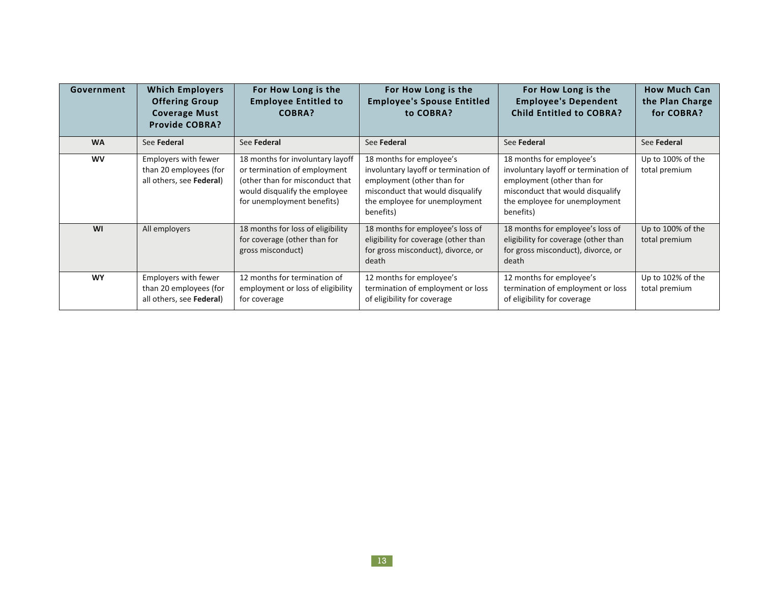| Government | Which Employers Offering Group Coverage Must Provide COBRA? | For How Long is the Employee Entitled to COBRA? | For How Long is the Employee's Spouse Entitled to COBRA? | For How Long is the Employee's Dependent Child Entitled to COBRA? | How Much Can the Plan Charge for COBRA? |
|---|---|---|---|---|---|
| **WA** | See **Federal** | See **Federal** | See **Federal** | See **Federal** | See **Federal** |
| **WV** | Employers with fewer than 20 employees (for all others, see **Federal**) | 18 months for involuntary layoff or termination of employment (other than for misconduct that would disqualify the employee for unemployment benefits) | 18 months for employee's involuntary layoff or termination of employment (other than for misconduct that would disqualify the employee for unemployment benefits) | 18 months for employee's involuntary layoff or termination of employment (other than for misconduct that would disqualify the employee for unemployment benefits) | Up to 100% of the total premium |
| **WI** | All employers | 18 months for loss of eligibility for coverage (other than for gross misconduct) | 18 months for employee's loss of eligibility for coverage (other than for gross misconduct), divorce, or death | 18 months for employee's loss of eligibility for coverage (other than for gross misconduct), divorce, or death | Up to 100% of the total premium |
| **WY** | Employers with fewer than 20 employees (for all others, see **Federal**) | 12 months for termination of employment or loss of eligibility for coverage | 12 months for employee's termination of employment or loss of eligibility for coverage | 12 months for employee's termination of employment or loss of eligibility for coverage | Up to 102% of the total premium |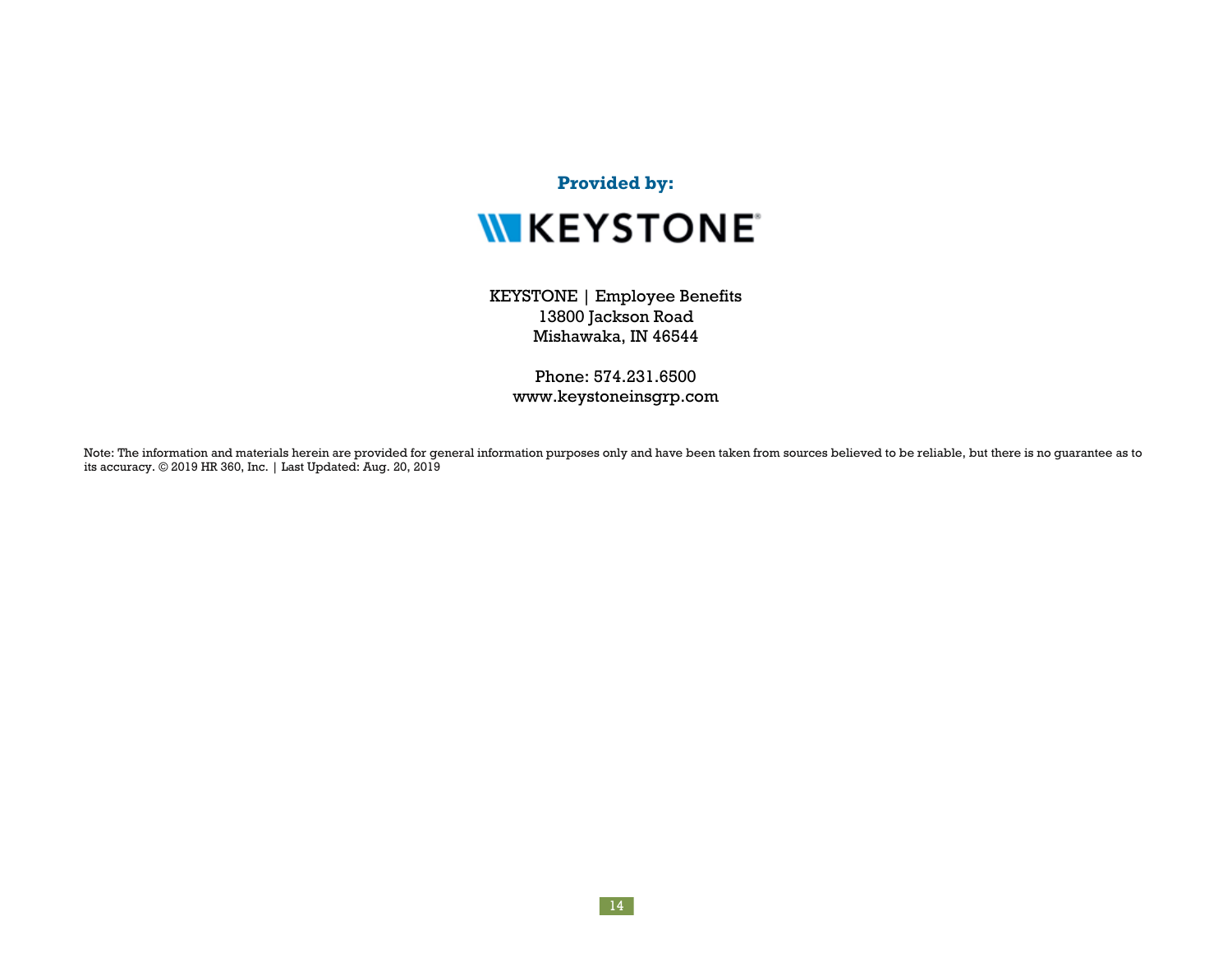**Provided by:**

KEYSTONE

KEYSTONE | Employee Benefits
13800 Jackson Road
Mishawaka, IN 46544

Phone: 574.231.6500
www.keystoneinsgrp.com

Note: The information and materials herein are provided for general information purposes only and have been taken from sources believed to be reliable, but there is no guarantee as to its accuracy. © 2019 HR 360, Inc. | Last Updated: Aug. 20, 2019